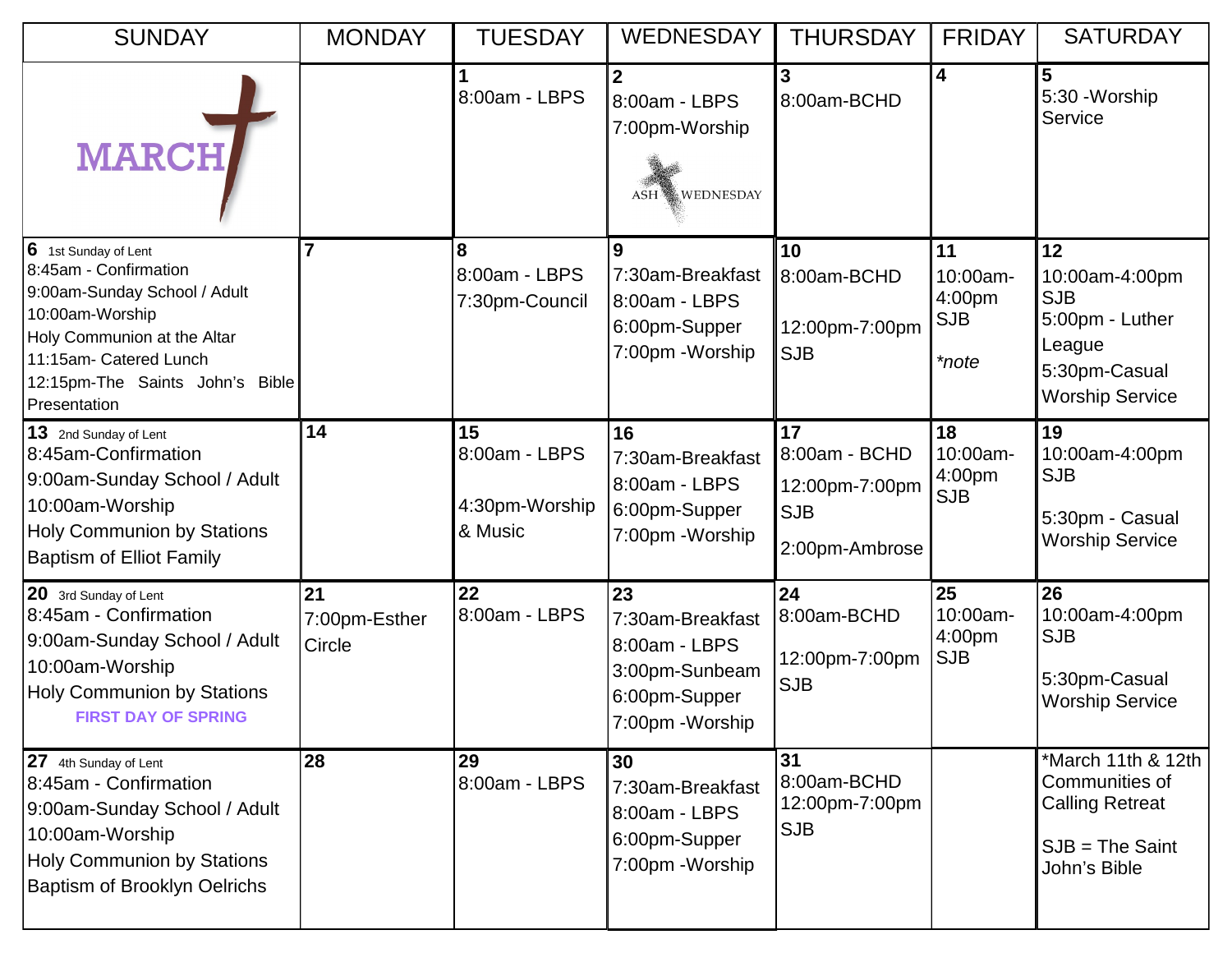| SUNDAY | MONDAY | TUESDAY | WEDNESDAY | THURSDAY | FRIDAY | SATURDAY |
|---|---|---|---|---|---|---|
| MARCH | | **1**<br>8:00am - LBPS | **2**<br>8:00am - LBPS<br>7:00pm-Worship<br>ASH WEDNESDAY | **3**<br>8:00am-BCHD | **4** | **5**<br>5:30 -Worship Service |
| **6** 1st Sunday of Lent<br>8:45am - Confirmation<br>9:00am-Sunday School / Adult<br>10:00am-Worship<br>Holy Communion at the Altar<br>11:15am- Catered Lunch<br>12:15pm-The Saints John's Bible Presentation | **7** | **8**<br>8:00am - LBPS<br>7:30pm-Council | **9**<br>7:30am-Breakfast<br>8:00am - LBPS<br>6:00pm-Supper<br>7:00pm -Worship | **10**<br>8:00am-BCHD<br>12:00pm-7:00pm SJB | **11**<br>10:00am-4:00pm SJB<br>*note | **12**<br>10:00am-4:00pm SJB<br>5:00pm - Luther League<br>5:30pm-Casual Worship Service |
| **13** 2nd Sunday of Lent<br>8:45am-Confirmation<br>9:00am-Sunday School / Adult<br>10:00am-Worship<br>Holy Communion by Stations<br>Baptism of Elliot Family | **14** | **15**<br>8:00am - LBPS<br>4:30pm-Worship & Music | **16**<br>7:30am-Breakfast<br>8:00am - LBPS<br>6:00pm-Supper<br>7:00pm -Worship | **17**<br>8:00am - BCHD<br>12:00pm-7:00pm SJB<br>2:00pm-Ambrose | **18**<br>10:00am-4:00pm SJB | **19**<br>10:00am-4:00pm SJB<br>5:30pm - Casual Worship Service |
| **20** 3rd Sunday of Lent<br>8:45am - Confirmation<br>9:00am-Sunday School / Adult<br>10:00am-Worship<br>Holy Communion by Stations<br>**FIRST DAY OF SPRING** | **21**<br>7:00pm-Esther Circle | **22**<br>8:00am - LBPS | **23**<br>7:30am-Breakfast<br>8:00am - LBPS<br>3:00pm-Sunbeam<br>6:00pm-Supper<br>7:00pm -Worship | **24**<br>8:00am-BCHD<br>12:00pm-7:00pm SJB | **25**<br>10:00am-4:00pm SJB | **26**<br>10:00am-4:00pm SJB<br>5:30pm-Casual Worship Service |
| **27** 4th Sunday of Lent<br>8:45am - Confirmation<br>9:00am-Sunday School / Adult<br>10:00am-Worship<br>Holy Communion by Stations<br>Baptism of Brooklyn Oelrichs | **28** | **29**<br>8:00am - LBPS | **30**<br>7:30am-Breakfast<br>8:00am - LBPS<br>6:00pm-Supper<br>7:00pm -Worship | **31**<br>8:00am-BCHD<br>12:00pm-7:00pm SJB | | *March 11th & 12th Communities of Calling Retreat<br>SJB = The Saint John's Bible |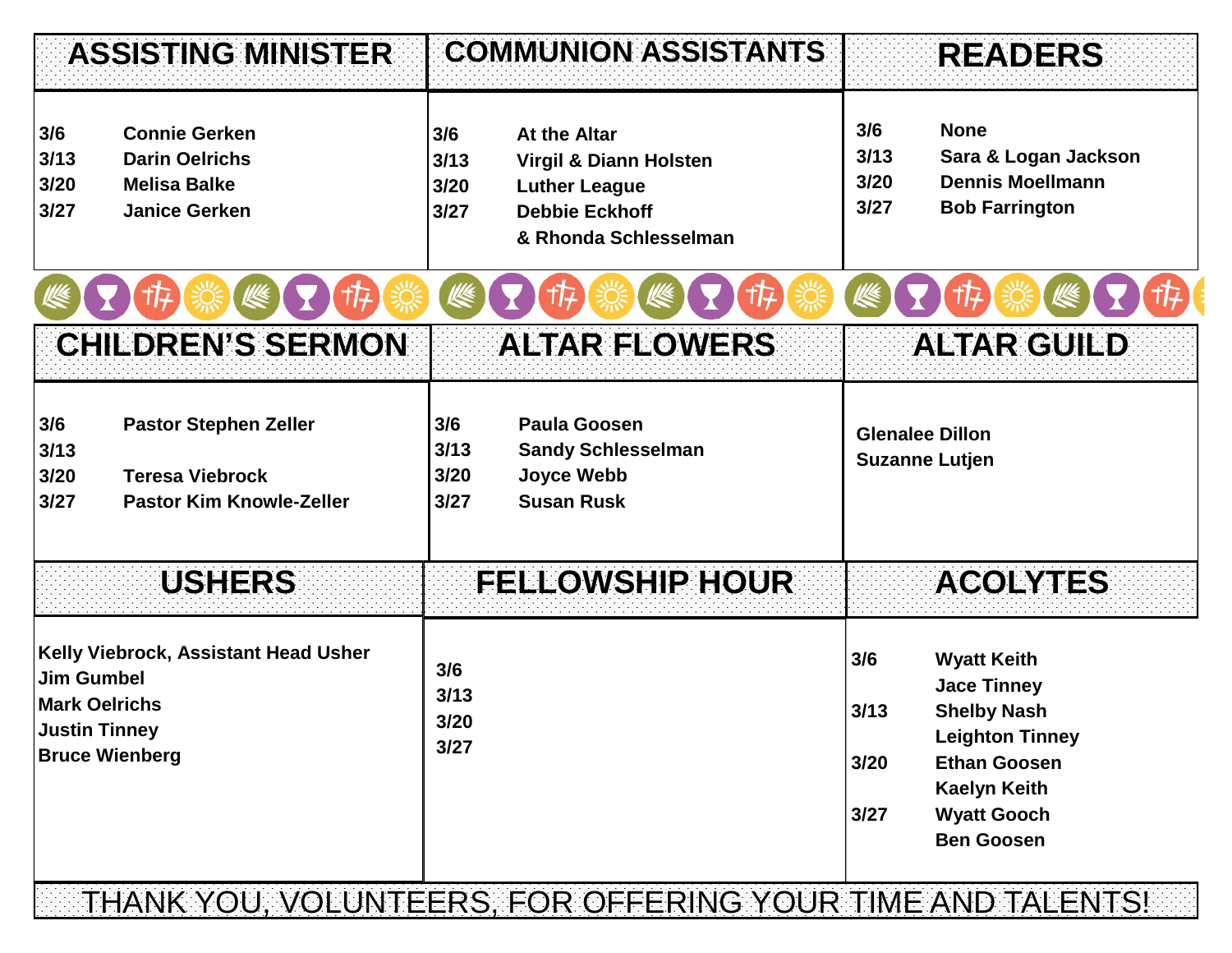## ASSISTING MINISTER

| | |
|---|---|
| 3/6 | Connie Gerken |
| 3/13 | Darin Oelrichs |
| 3/20 | Melisa Balke |
| 3/27 | Janice Gerken |

## COMMUNION ASSISTANTS

| | |
|---|---|
| 3/6 | At the Altar |
| 3/13 | Virgil & Diann Holsten |
| 3/20 | Luther League |
| 3/27 | Debbie Eckhoff & Rhonda Schlesselman |

## READERS

| | |
|---|---|
| 3/6 | None |
| 3/13 | Sara & Logan Jackson |
| 3/20 | Dennis Moellmann |
| 3/27 | Bob Farrington |

## CHILDREN'S SERMON

| | |
|---|---|
| 3/6 | Pastor Stephen Zeller |
| 3/13 | |
| 3/20 | Teresa Viebrock |
| 3/27 | Pastor Kim Knowle-Zeller |

## ALTAR FLOWERS

| | |
|---|---|
| 3/6 | Paula Goosen |
| 3/13 | Sandy Schlesselman |
| 3/20 | Joyce Webb |
| 3/27 | Susan Rusk |

## ALTAR GUILD

Glenalee Dillon
Suzanne Lutjen

## USHERS

Kelly Viebrock, Assistant Head Usher
Jim Gumbel
Mark Oelrichs
Justin Tinney
Bruce Wienberg

## FELLOWSHIP HOUR

| | |
|---|---|
| 3/6 | |
| 3/13 | |
| 3/20 | |
| 3/27 | |

## ACOLYTES

| | |
|---|---|
| 3/6 | Wyatt Keith, Jace Tinney |
| 3/13 | Shelby Nash, Leighton Tinney |
| 3/20 | Ethan Goosen, Kaelyn Keith |
| 3/27 | Wyatt Gooch, Ben Goosen |

THANK YOU, VOLUNTEERS, FOR OFFERING YOUR TIME AND TALENTS!